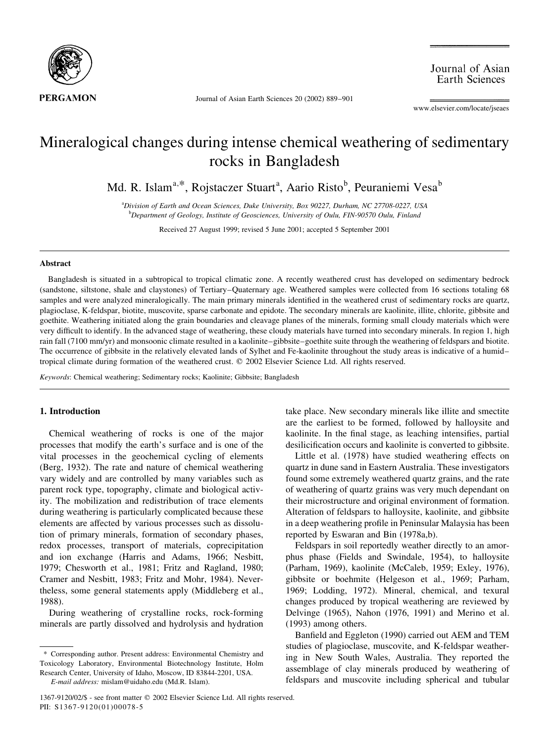# Mineralogical changes during intense chemical weathering of sedimentary rocks in Bangladesh

Md. R. Islam[a,*], Rojstaczer Stuart[a], Aario Risto[b], Peuraniemi Vesa[b]

[a]*Division of Earth and Ocean Sciences, Duke University, Box 90227, Durham, NC 27708-0227, USA*
[b]*Department of Geology, Institute of Geosciences, University of Oulu, FIN-90570 Oulu, Finland*

Received 27 August 1999; revised 5 June 2001; accepted 5 September 2001

## Abstract

Bangladesh is situated in a subtropical to tropical climatic zone. A recently weathered crust has developed on sedimentary bedrock (sandstone, siltstone, shale and claystones) of Tertiary–Quaternary age. Weathered samples were collected from 16 sections totaling 68 samples and were analyzed mineralogically. The main primary minerals identified in the weathered crust of sedimentary rocks are quartz, plagioclase, K-feldspar, biotite, muscovite, sparse carbonate and epidote. The secondary minerals are kaolinite, illite, chlorite, gibbsite and goethite. Weathering initiated along the grain boundaries and cleavage planes of the minerals, forming small cloudy materials which were very difficult to identify. In the advanced stage of weathering, these cloudy materials have turned into secondary minerals. In region 1, high rain fall (7100 mm/yr) and monsoonic climate resulted in a kaolinite–gibbsite–goethite suite through the weathering of feldspars and biotite. The occurrence of gibbsite in the relatively elevated lands of Sylhet and Fe-kaolinite throughout the study areas is indicative of a humid–tropical climate during formation of the weathered crust. © 2002 Elsevier Science Ltd. All rights reserved.

*Keywords*: Chemical weathering; Sedimentary rocks; Kaolinite; Gibbsite; Bangladesh

## 1. Introduction

Chemical weathering of rocks is one of the major processes that modify the earth's surface and is one of the vital processes in the geochemical cycling of elements (Berg, 1932). The rate and nature of chemical weathering vary widely and are controlled by many variables such as parent rock type, topography, climate and biological activity. The mobilization and redistribution of trace elements during weathering is particularly complicated because these elements are affected by various processes such as dissolution of primary minerals, formation of secondary phases, redox processes, transport of materials, coprecipitation and ion exchange (Harris and Adams, 1966; Nesbitt, 1979; Chesworth et al., 1981; Fritz and Ragland, 1980; Cramer and Nesbitt, 1983; Fritz and Mohr, 1984). Nevertheless, some general statements apply (Middleberg et al., 1988).

During weathering of crystalline rocks, rock-forming minerals are partly dissolved and hydrolysis and hydration take place. New secondary minerals like illite and smectite are the earliest to be formed, followed by halloysite and kaolinite. In the final stage, as leaching intensifies, partial desilicification occurs and kaolinite is converted to gibbsite.

Little et al. (1978) have studied weathering effects on quartz in dune sand in Eastern Australia. These investigators found some extremely weathered quartz grains, and the rate of weathering of quartz grains was very much dependant on their microstructure and original environment of formation. Alteration of feldspars to halloysite, kaolinite, and gibbsite in a deep weathering profile in Peninsular Malaysia has been reported by Eswaran and Bin (1978a,b).

Feldspars in soil reportedly weather directly to an amorphus phase (Fields and Swindale, 1954), to halloysite (Parham, 1969), kaolinite (McCaleb, 1959; Exley, 1976), gibbsite or boehmite (Helgeson et al., 1969; Parham, 1969; Lodding, 1972). Mineral, chemical, and texural changes produced by tropical weathering are reviewed by Delvinge (1965), Nahon (1976, 1991) and Merino et al. (1993) among others.

Banfield and Eggleton (1990) carried out AEM and TEM studies of plagioclase, muscovite, and K-feldspar weathering in New South Wales, Australia. They reported the assemblage of clay minerals produced by weathering of feldspars and muscovite including spherical and tubular

---

\* Corresponding author. Present address: Environmental Chemistry and Toxicology Laboratory, Environmental Biotechnology Institute, Holm Research Center, University of Idaho, Moscow, ID 83844-2201, USA.
*E-mail address:* mislam@uidaho.edu (Md.R. Islam).

1367-9120/02/$ - see front matter © 2002 Elsevier Science Ltd. All rights reserved.
PII: S1367-9120(01)00078-5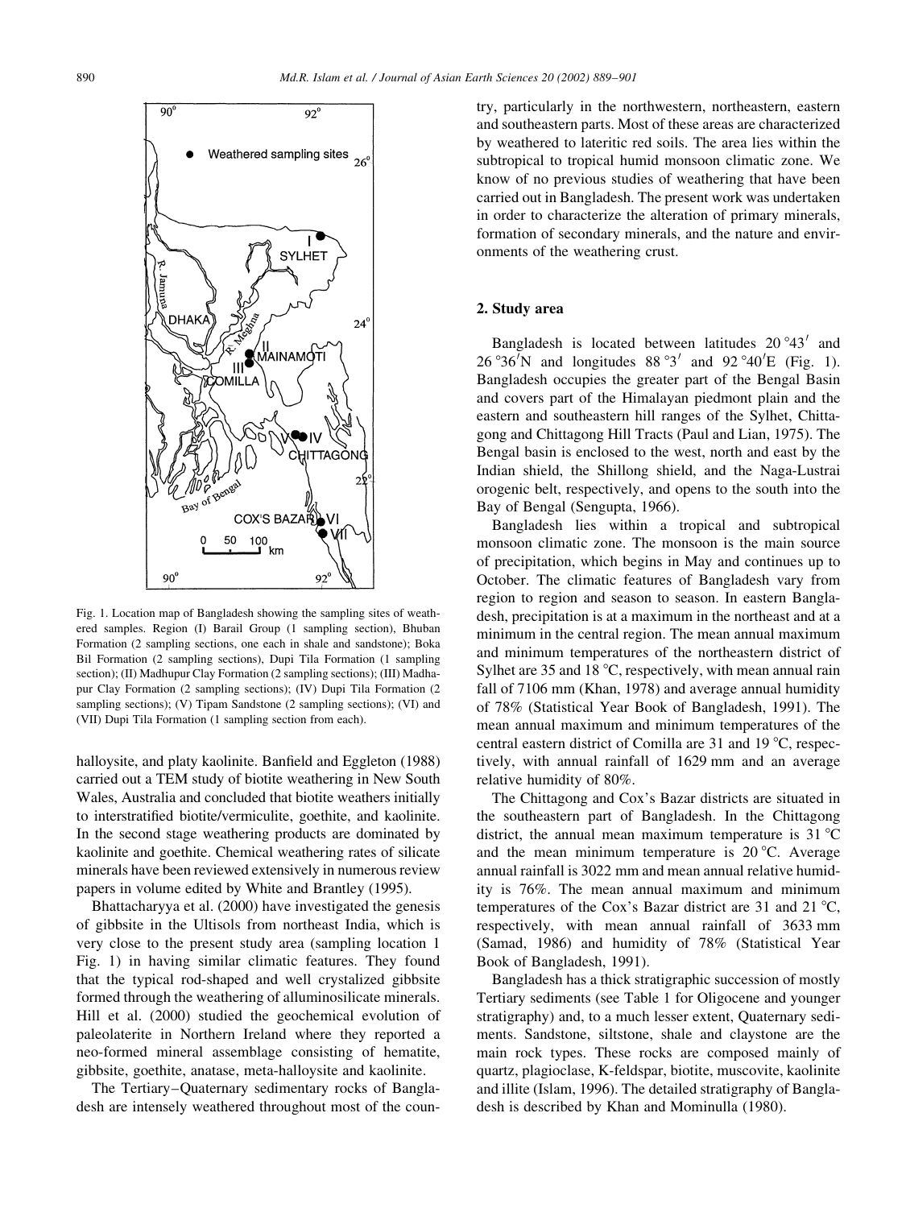Fig. 1. Location map of Bangladesh showing the sampling sites of weathered samples. Region (I) Barail Group (1 sampling section), Bhuban Formation (2 sampling sections, one each in shale and sandstone); Boka Bil Formation (2 sampling sections), Dupi Tila Formation (1 sampling section); (II) Madhupur Clay Formation (2 sampling sections); (III) Madhapur Clay Formation (2 sampling sections); (IV) Dupi Tila Formation (2 sampling sections); (V) Tipam Sandstone (2 sampling sections); (VI) and (VII) Dupi Tila Formation (1 sampling section from each).

halloysite, and platy kaolinite. Banfield and Eggleton (1988) carried out a TEM study of biotite weathering in New South Wales, Australia and concluded that biotite weathers initially to interstratified biotite/vermiculite, goethite, and kaolinite. In the second stage weathering products are dominated by kaolinite and goethite. Chemical weathering rates of silicate minerals have been reviewed extensively in numerous review papers in volume edited by White and Brantley (1995).

Bhattacharyya et al. (2000) have investigated the genesis of gibbsite in the Ultisols from northeast India, which is very close to the present study area (sampling location 1 Fig. 1) in having similar climatic features. They found that the typical rod-shaped and well crystalized gibbsite formed through the weathering of alluminosilicate minerals. Hill et al. (2000) studied the geochemical evolution of paleolaterite in Northern Ireland where they reported a neo-formed mineral assemblage consisting of hematite, gibbsite, goethite, anatase, meta-halloysite and kaolinite.

The Tertiary–Quaternary sedimentary rocks of Bangladesh are intensely weathered throughout most of the country, particularly in the northwestern, northeastern, eastern and southeastern parts. Most of these areas are characterized by weathered to lateritic red soils. The area lies within the subtropical to tropical humid monsoon climatic zone. We know of no previous studies of weathering that have been carried out in Bangladesh. The present work was undertaken in order to characterize the alteration of primary minerals, formation of secondary minerals, and the nature and environments of the weathering crust.

## 2. Study area

Bangladesh is located between latitudes 20 °43′ and 26 °36′N and longitudes 88 °3′ and 92 °40′E (Fig. 1). Bangladesh occupies the greater part of the Bengal Basin and covers part of the Himalayan piedmont plain and the eastern and southeastern hill ranges of the Sylhet, Chittagong and Chittagong Hill Tracts (Paul and Lian, 1975). The Bengal basin is enclosed to the west, north and east by the Indian shield, the Shillong shield, and the Naga-Lustrai orogenic belt, respectively, and opens to the south into the Bay of Bengal (Sengupta, 1966).

Bangladesh lies within a tropical and subtropical monsoon climatic zone. The monsoon is the main source of precipitation, which begins in May and continues up to October. The climatic features of Bangladesh vary from region to region and season to season. In eastern Bangladesh, precipitation is at a maximum in the northeast and at a minimum in the central region. The mean annual maximum and minimum temperatures of the northeastern district of Sylhet are 35 and 18 °C, respectively, with mean annual rain fall of 7106 mm (Khan, 1978) and average annual humidity of 78% (Statistical Year Book of Bangladesh, 1991). The mean annual maximum and minimum temperatures of the central eastern district of Comilla are 31 and 19 °C, respectively, with annual rainfall of 1629 mm and an average relative humidity of 80%.

The Chittagong and Cox's Bazar districts are situated in the southeastern part of Bangladesh. In the Chittagong district, the annual mean maximum temperature is 31 °C and the mean minimum temperature is 20 °C. Average annual rainfall is 3022 mm and mean annual relative humidity is 76%. The mean annual maximum and minimum temperatures of the Cox's Bazar district are 31 and 21 °C, respectively, with mean annual rainfall of 3633 mm (Samad, 1986) and humidity of 78% (Statistical Year Book of Bangladesh, 1991).

Bangladesh has a thick stratigraphic succession of mostly Tertiary sediments (see Table 1 for Oligocene and younger stratigraphy) and, to a much lesser extent, Quaternary sediments. Sandstone, siltstone, shale and claystone are the main rock types. These rocks are composed mainly of quartz, plagioclase, K-feldspar, biotite, muscovite, kaolinite and illite (Islam, 1996). The detailed stratigraphy of Bangladesh is described by Khan and Mominulla (1980).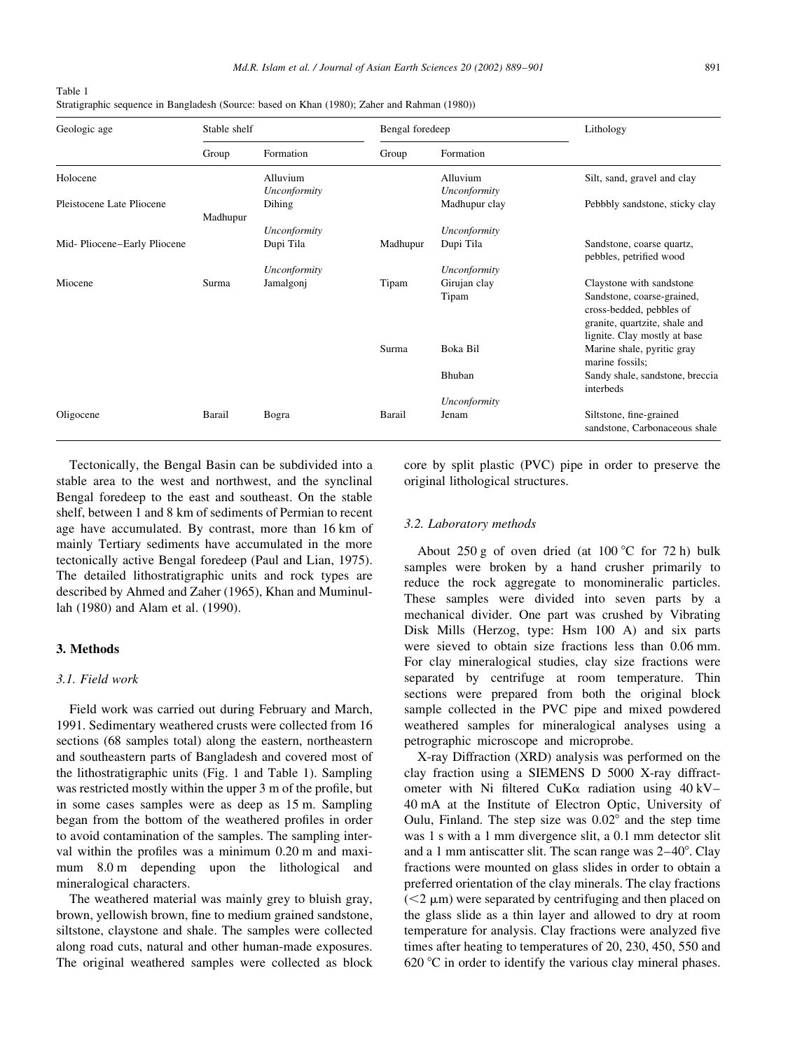Table 1
Stratigraphic sequence in Bangladesh (Source: based on Khan (1980); Zaher and Rahman (1980))

| Geologic age | Stable shelf | | Bengal foredeep | | Lithology |
|---|---|---|---|---|---|
| | Group | Formation | Group | Formation | |
| Holocene | | Alluvium | | Alluvium | Silt, sand, gravel and clay |
| | | *Unconformity* | | *Unconformity* | |
| Pleistocene Late Pliocene | Madhupur | Dihing | | Madhupur clay | Pebbbly sandstone, sticky clay |
| | | *Unconformity* | | *Unconformity* | |
| Mid- Pliocene–Early Pliocene | | Dupi Tila | Madhupur | Dupi Tila | Sandstone, coarse quartz, pebbles, petrified wood |
| | | *Unconformity* | | *Unconformity* | |
| Miocene | Surma | Jamalgonj | Tipam | Girujan clay | Claystone with sandstone |
| | | | | Tipam | Sandstone, coarse-grained, cross-bedded, pebbles of granite, quartzite, shale and lignite. Clay mostly at base |
| | | | Surma | Boka Bil | Marine shale, pyritic gray marine fossils; |
| | | | | Bhuban | Sandy shale, sandstone, breccia interbeds |
| | | | | *Unconformity* | |
| Oligocene | Barail | Bogra | Barail | Jenam | Siltstone, fine-grained sandstone, Carbonaceous shale |

Tectonically, the Bengal Basin can be subdivided into a stable area to the west and northwest, and the synclinal Bengal foredeep to the east and southeast. On the stable shelf, between 1 and 8 km of sediments of Permian to recent age have accumulated. By contrast, more than 16 km of mainly Tertiary sediments have accumulated in the more tectonically active Bengal foredeep (Paul and Lian, 1975). The detailed lithostratigraphic units and rock types are described by Ahmed and Zaher (1965), Khan and Muminullah (1980) and Alam et al. (1990).

## 3. Methods

### 3.1. Field work

Field work was carried out during February and March, 1991. Sedimentary weathered crusts were collected from 16 sections (68 samples total) along the eastern, northeastern and southeastern parts of Bangladesh and covered most of the lithostratigraphic units (Fig. 1 and Table 1). Sampling was restricted mostly within the upper 3 m of the profile, but in some cases samples were as deep as 15 m. Sampling began from the bottom of the weathered profiles in order to avoid contamination of the samples. The sampling interval within the profiles was a minimum 0.20 m and maximum 8.0 m depending upon the lithological and mineralogical characters.

The weathered material was mainly grey to bluish gray, brown, yellowish brown, fine to medium grained sandstone, siltstone, claystone and shale. The samples were collected along road cuts, natural and other human-made exposures. The original weathered samples were collected as block core by split plastic (PVC) pipe in order to preserve the original lithological structures.

### 3.2. Laboratory methods

About 250 g of oven dried (at 100 °C for 72 h) bulk samples were broken by a hand crusher primarily to reduce the rock aggregate to monomineralic particles. These samples were divided into seven parts by a mechanical divider. One part was crushed by Vibrating Disk Mills (Herzog, type: Hsm 100 A) and six parts were sieved to obtain size fractions less than 0.06 mm. For clay mineralogical studies, clay size fractions were separated by centrifuge at room temperature. Thin sections were prepared from both the original block sample collected in the PVC pipe and mixed powdered weathered samples for mineralogical analyses using a petrographic microscope and microprobe.

X-ray Diffraction (XRD) analysis was performed on the clay fraction using a SIEMENS D 5000 X-ray diffractometer with Ni filtered CuKα radiation using 40 kV–40 mA at the Institute of Electron Optic, University of Oulu, Finland. The step size was 0.02° and the step time was 1 s with a 1 mm divergence slit, a 0.1 mm detector slit and a 1 mm antiscatter slit. The scan range was 2–40°. Clay fractions were mounted on glass slides in order to obtain a preferred orientation of the clay minerals. The clay fractions ($<2$ μm) were separated by centrifuging and then placed on the glass slide as a thin layer and allowed to dry at room temperature for analysis. Clay fractions were analyzed five times after heating to temperatures of 20, 230, 450, 550 and 620 °C in order to identify the various clay mineral phases.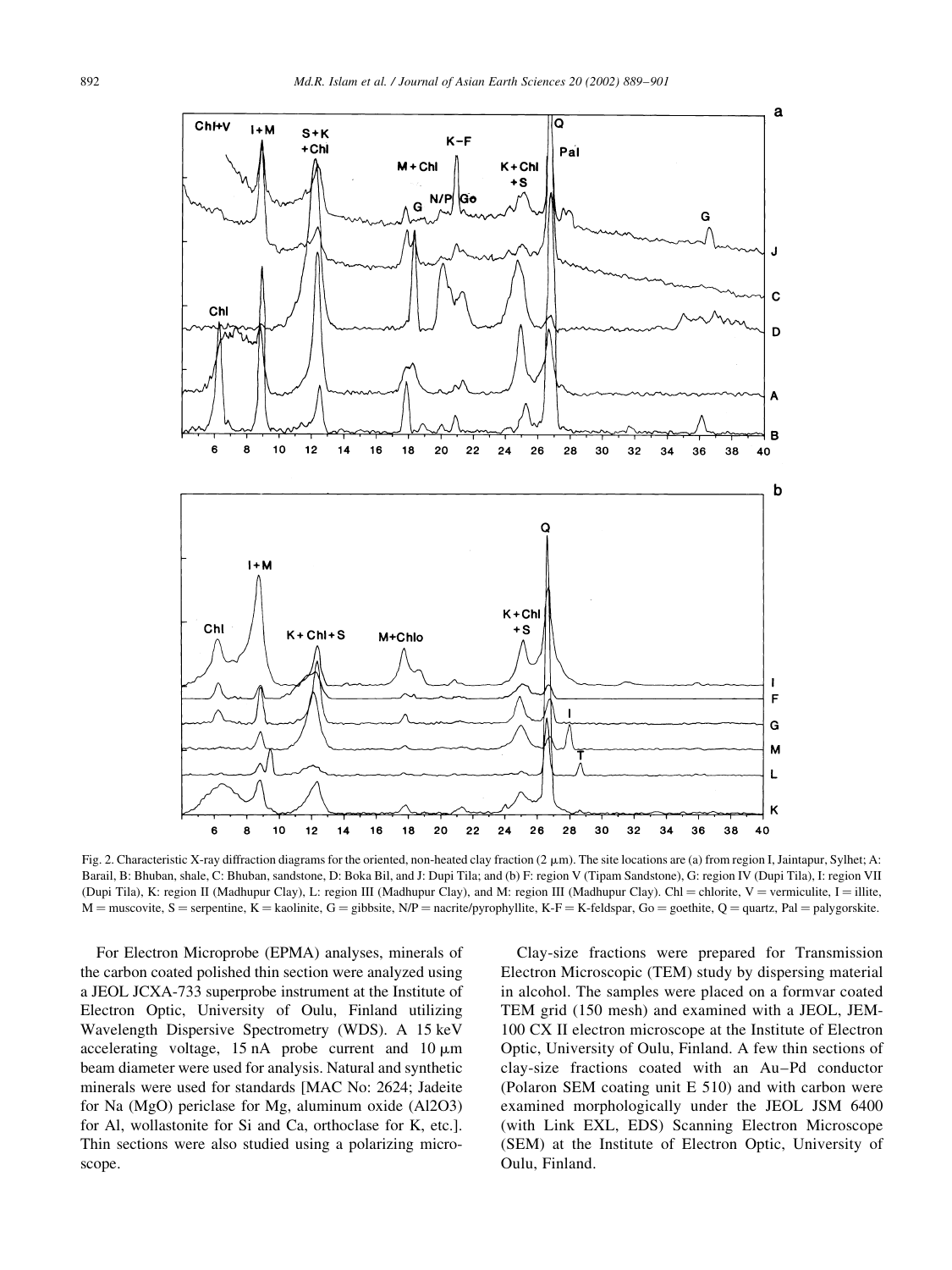Fig. 2. Characteristic X-ray diffraction diagrams for the oriented, non-heated clay fraction (2 μm). The site locations are (a) from region I, Jaintapur, Sylhet; A: Barail, B: Bhuban, shale, C: Bhuban, sandstone, D: Boka Bil, and J: Dupi Tila; and (b) F: region V (Tipam Sandstone), G: region IV (Dupi Tila), I: region VII (Dupi Tila), K: region II (Madhupur Clay), L: region III (Madhupur Clay), and M: region III (Madhupur Clay). Chl = chlorite, V = vermiculite, I = illite, M = muscovite, S = serpentine, K = kaolinite, G = gibbsite, N/P = nacrite/pyrophyllite, K-F = K-feldspar, Go = goethite, Q = quartz, Pal = palygorskite.

For Electron Microprobe (EPMA) analyses, minerals of the carbon coated polished thin section were analyzed using a JEOL JCXA-733 superprobe instrument at the Institute of Electron Optic, University of Oulu, Finland utilizing Wavelength Dispersive Spectrometry (WDS). A 15 keV accelerating voltage, 15 nA probe current and 10 μm beam diameter were used for analysis. Natural and synthetic minerals were used for standards [MAC No: 2624; Jadeite for Na (MgO) periclase for Mg, aluminum oxide ($Al_2O_3$) for Al, wollastonite for Si and Ca, orthoclase for K, etc.]. Thin sections were also studied using a polarizing microscope.

Clay-size fractions were prepared for Transmission Electron Microscopic (TEM) study by dispersing material in alcohol. The samples were placed on a formvar coated TEM grid (150 mesh) and examined with a JEOL, JEM-100 CX II electron microscope at the Institute of Electron Optic, University of Oulu, Finland. A few thin sections of clay-size fractions coated with an Au–Pd conductor (Polaron SEM coating unit E 510) and with carbon were examined morphologically under the JEOL JSM 6400 (with Link EXL, EDS) Scanning Electron Microscope (SEM) at the Institute of Electron Optic, University of Oulu, Finland.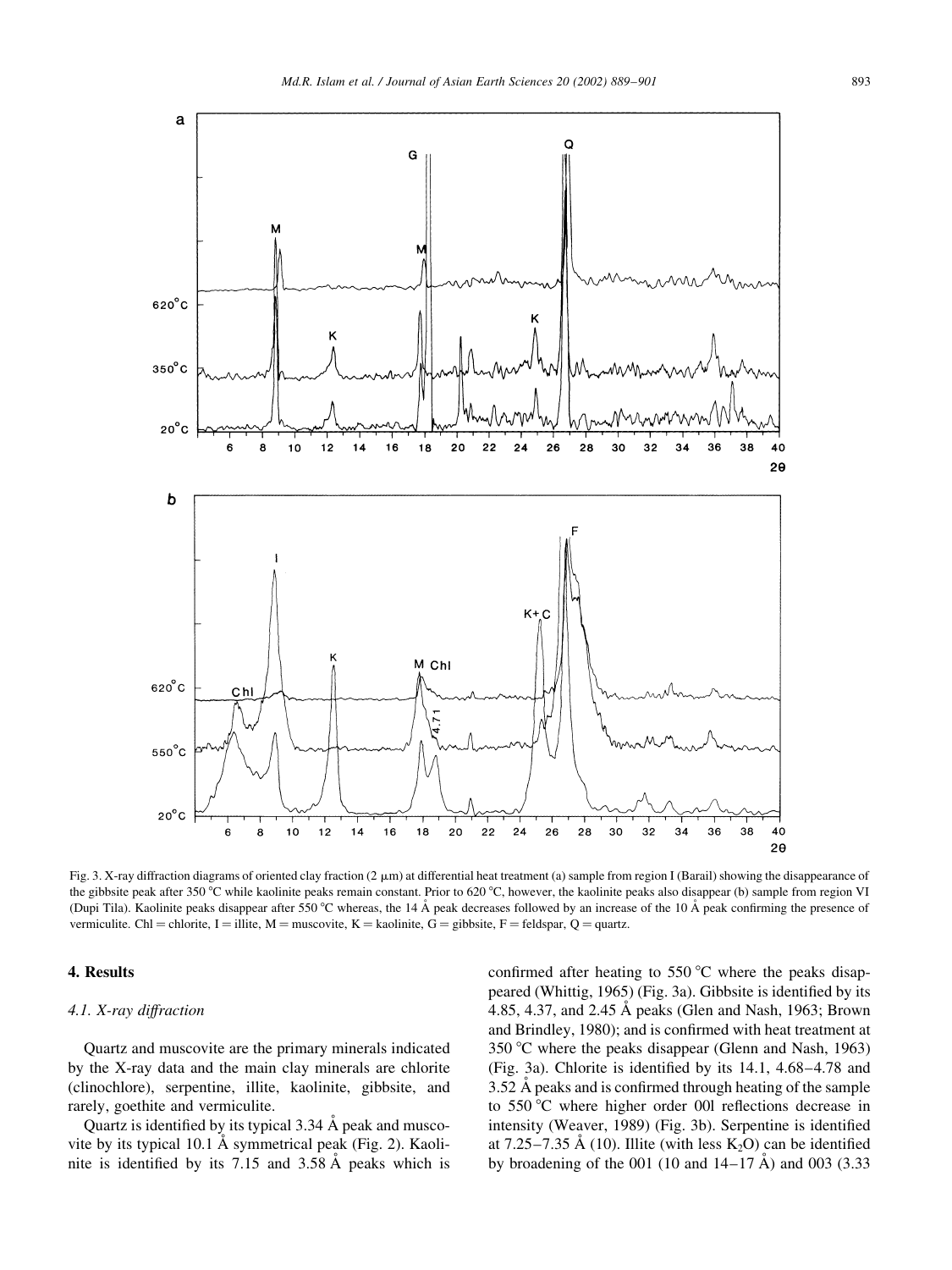Fig. 3. X-ray diffraction diagrams of oriented clay fraction (2 μm) at differential heat treatment (a) sample from region I (Barail) showing the disappearance of the gibbsite peak after 350 °C while kaolinite peaks remain constant. Prior to 620 °C, however, the kaolinite peaks also disappear (b) sample from region VI (Dupi Tila). Kaolinite peaks disappear after 550 °C whereas, the 14 Å peak decreases followed by an increase of the 10 Å peak confirming the presence of vermiculite. Chl = chlorite, I = illite, M = muscovite, K = kaolinite, G = gibbsite, F = feldspar, Q = quartz.

## 4. Results

### *4.1. X-ray diffraction*

Quartz and muscovite are the primary minerals indicated by the X-ray data and the main clay minerals are chlorite (clinochlore), serpentine, illite, kaolinite, gibbsite, and rarely, goethite and vermiculite.

Quartz is identified by its typical 3.34 Å peak and muscovite by its typical 10.1 Å symmetrical peak (Fig. 2). Kaolinite is identified by its 7.15 and 3.58 Å peaks which is confirmed after heating to 550 °C where the peaks disappeared (Whittig, 1965) (Fig. 3a). Gibbsite is identified by its 4.85, 4.37, and 2.45 Å peaks (Glen and Nash, 1963; Brown and Brindley, 1980); and is confirmed with heat treatment at 350 °C where the peaks disappear (Glenn and Nash, 1963) (Fig. 3a). Chlorite is identified by its 14.1, 4.68–4.78 and 3.52 Å peaks and is confirmed through heating of the sample to 550 °C where higher order 00l reflections decrease in intensity (Weaver, 1989) (Fig. 3b). Serpentine is identified at 7.25–7.35 Å (10). Illite (with less $K_2O$) can be identified by broadening of the 001 (10 and 14–17 Å) and 003 (3.33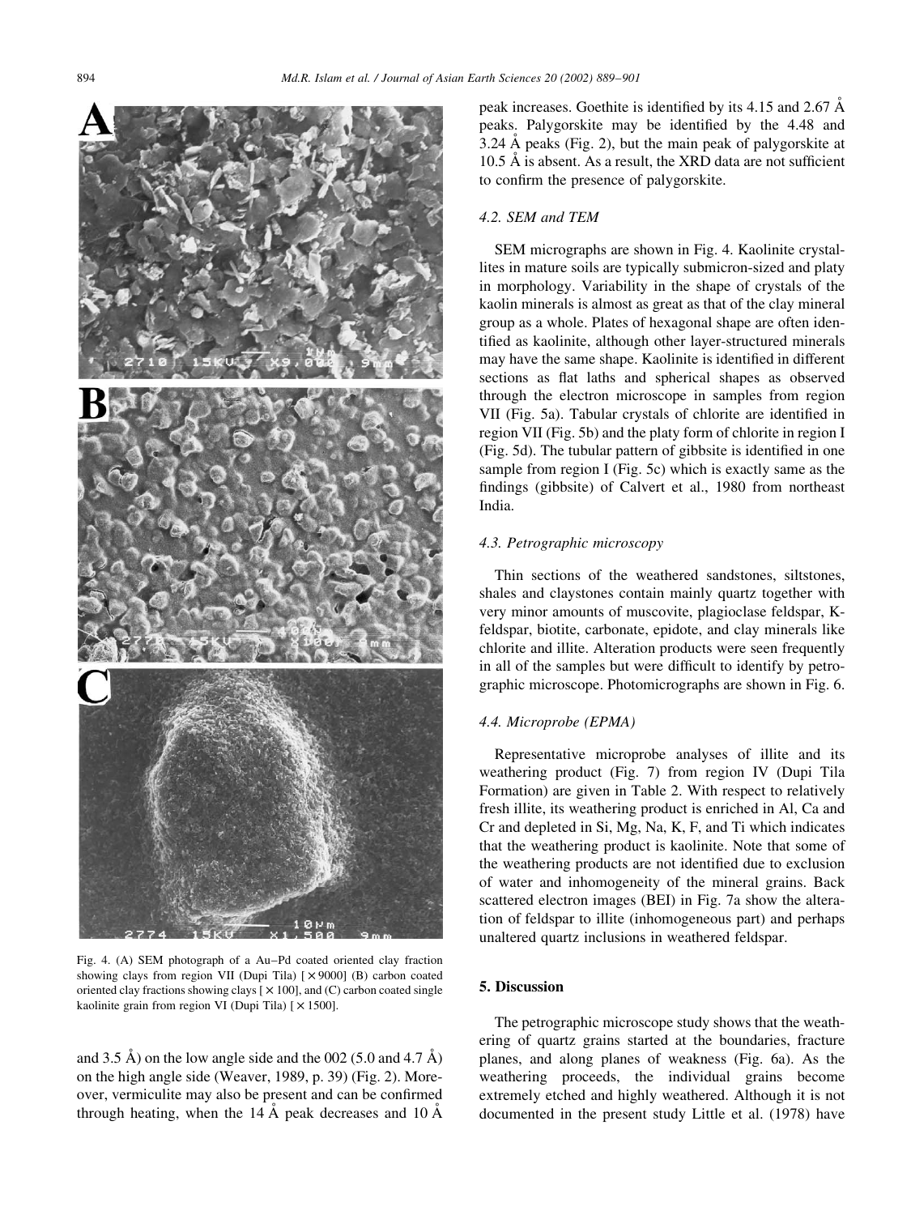Fig. 4. (A) SEM photograph of a Au–Pd coated oriented clay fraction showing clays from region VII (Dupi Tila) [×9000] (B) carbon coated oriented clay fractions showing clays [×100], and (C) carbon coated single kaolinite grain from region VI (Dupi Tila) [×1500].

and 3.5 Å) on the low angle side and the 002 (5.0 and 4.7 Å) on the high angle side (Weaver, 1989, p. 39) (Fig. 2). Moreover, vermiculite may also be present and can be confirmed through heating, when the 14 Å peak decreases and 10 Å peak increases. Goethite is identified by its 4.15 and 2.67 Å peaks. Palygorskite may be identified by the 4.48 and 3.24 Å peaks (Fig. 2), but the main peak of palygorskite at 10.5 Å is absent. As a result, the XRD data are not sufficient to confirm the presence of palygorskite.

### 4.2. SEM and TEM

SEM micrographs are shown in Fig. 4. Kaolinite crystallites in mature soils are typically submicron-sized and platy in morphology. Variability in the shape of crystals of the kaolin minerals is almost as great as that of the clay mineral group as a whole. Plates of hexagonal shape are often identified as kaolinite, although other layer-structured minerals may have the same shape. Kaolinite is identified in different sections as flat laths and spherical shapes as observed through the electron microscope in samples from region VII (Fig. 5a). Tabular crystals of chlorite are identified in region VII (Fig. 5b) and the platy form of chlorite in region I (Fig. 5d). The tubular pattern of gibbsite is identified in one sample from region I (Fig. 5c) which is exactly same as the findings (gibbsite) of Calvert et al., 1980 from northeast India.

### 4.3. Petrographic microscopy

Thin sections of the weathered sandstones, siltstones, shales and claystones contain mainly quartz together with very minor amounts of muscovite, plagioclase feldspar, K-feldspar, biotite, carbonate, epidote, and clay minerals like chlorite and illite. Alteration products were seen frequently in all of the samples but were difficult to identify by petrographic microscope. Photomicrographs are shown in Fig. 6.

### 4.4. Microprobe (EPMA)

Representative microprobe analyses of illite and its weathering product (Fig. 7) from region IV (Dupi Tila Formation) are given in Table 2. With respect to relatively fresh illite, its weathering product is enriched in Al, Ca and Cr and depleted in Si, Mg, Na, K, F, and Ti which indicates that the weathering product is kaolinite. Note that some of the weathering products are not identified due to exclusion of water and inhomogeneity of the mineral grains. Back scattered electron images (BEI) in Fig. 7a show the alteration of feldspar to illite (inhomogeneous part) and perhaps unaltered quartz inclusions in weathered feldspar.

## 5. Discussion

The petrographic microscope study shows that the weathering of quartz grains started at the boundaries, fracture planes, and along planes of weakness (Fig. 6a). As the weathering proceeds, the individual grains become extremely etched and highly weathered. Although it is not documented in the present study Little et al. (1978) have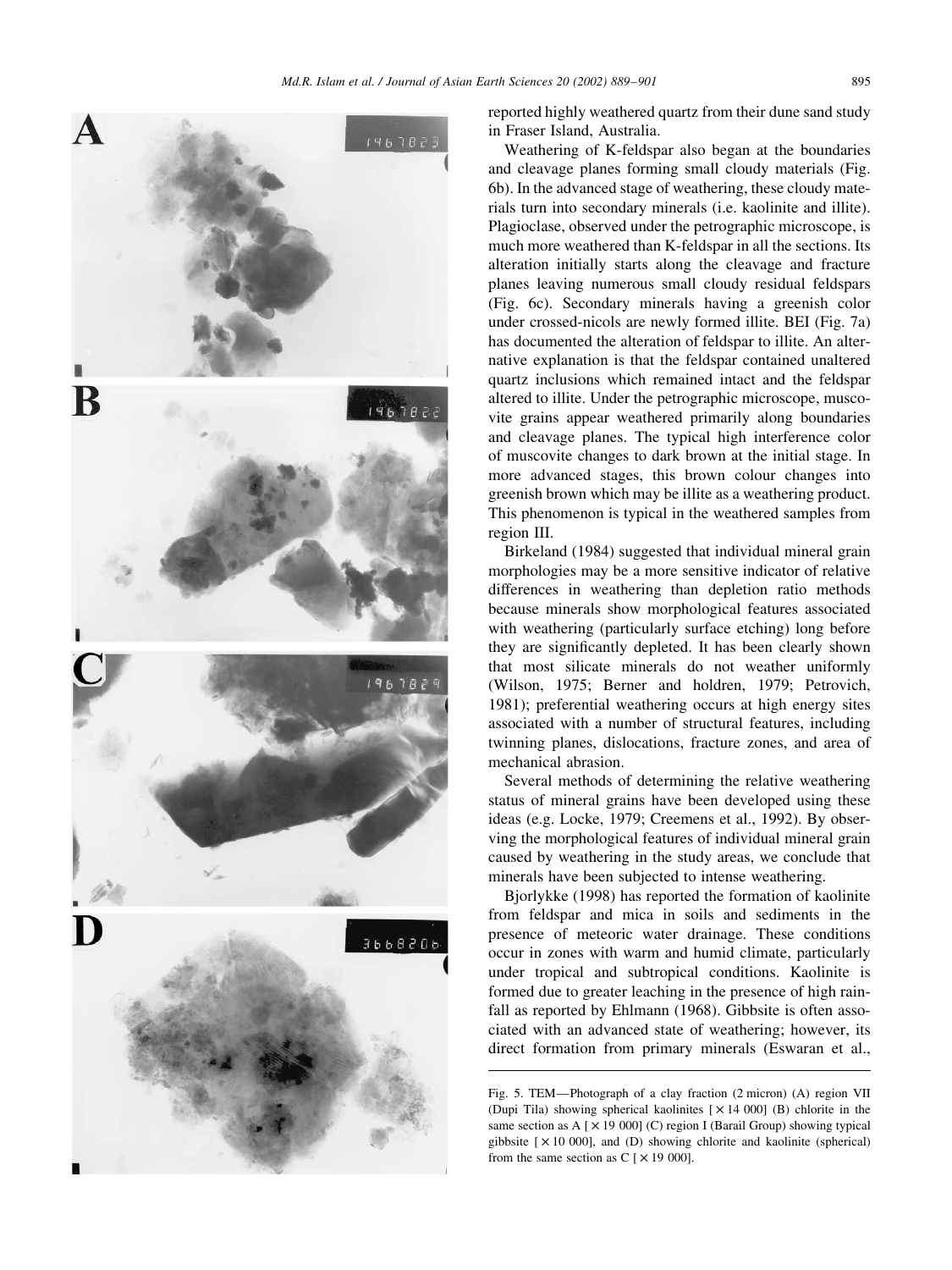reported highly weathered quartz from their dune sand study in Fraser Island, Australia.

Weathering of K-feldspar also began at the boundaries and cleavage planes forming small cloudy materials (Fig. 6b). In the advanced stage of weathering, these cloudy materials turn into secondary minerals (i.e. kaolinite and illite). Plagioclase, observed under the petrographic microscope, is much more weathered than K-feldspar in all the sections. Its alteration initially starts along the cleavage and fracture planes leaving numerous small cloudy residual feldspars (Fig. 6c). Secondary minerals having a greenish color under crossed-nicols are newly formed illite. BEI (Fig. 7a) has documented the alteration of feldspar to illite. An alternative explanation is that the feldspar contained unaltered quartz inclusions which remained intact and the feldspar altered to illite. Under the petrographic microscope, muscovite grains appear weathered primarily along boundaries and cleavage planes. The typical high interference color of muscovite changes to dark brown at the initial stage. In more advanced stages, this brown colour changes into greenish brown which may be illite as a weathering product. This phenomenon is typical in the weathered samples from region III.

Birkeland (1984) suggested that individual mineral grain morphologies may be a more sensitive indicator of relative differences in weathering than depletion ratio methods because minerals show morphological features associated with weathering (particularly surface etching) long before they are significantly depleted. It has been clearly shown that most silicate minerals do not weather uniformly (Wilson, 1975; Berner and holdren, 1979; Petrovich, 1981); preferential weathering occurs at high energy sites associated with a number of structural features, including twinning planes, dislocations, fracture zones, and area of mechanical abrasion.

Several methods of determining the relative weathering status of mineral grains have been developed using these ideas (e.g. Locke, 1979; Creemens et al., 1992). By observing the morphological features of individual mineral grain caused by weathering in the study areas, we conclude that minerals have been subjected to intense weathering.

Bjorlykke (1998) has reported the formation of kaolinite from feldspar and mica in soils and sediments in the presence of meteoric water drainage. These conditions occur in zones with warm and humid climate, particularly under tropical and subtropical conditions. Kaolinite is formed due to greater leaching in the presence of high rainfall as reported by Ehlmann (1968). Gibbsite is often associated with an advanced state of weathering; however, its direct formation from primary minerals (Eswaran et al.,

Fig. 5. TEM—Photograph of a clay fraction (2 micron) (A) region VII (Dupi Tila) showing spherical kaolinites [× 14 000] (B) chlorite in the same section as A [× 19 000] (C) region I (Barail Group) showing typical gibbsite [× 10 000], and (D) showing chlorite and kaolinite (spherical) from the same section as C [× 19 000].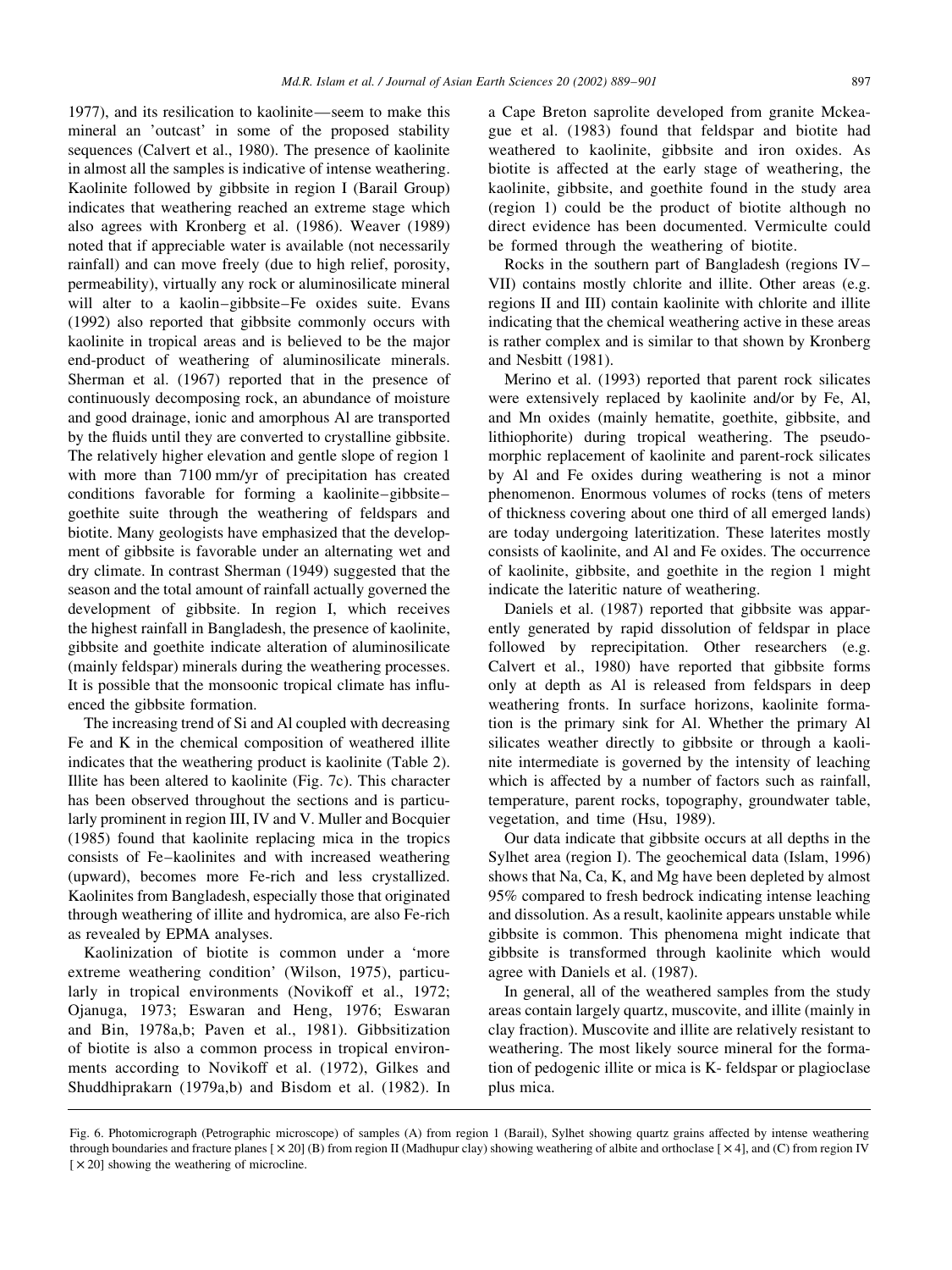1977), and its resilication to kaolinite—seem to make this mineral an 'outcast' in some of the proposed stability sequences (Calvert et al., 1980). The presence of kaolinite in almost all the samples is indicative of intense weathering. Kaolinite followed by gibbsite in region I (Barail Group) indicates that weathering reached an extreme stage which also agrees with Kronberg et al. (1986). Weaver (1989) noted that if appreciable water is available (not necessarily rainfall) and can move freely (due to high relief, porosity, permeability), virtually any rock or aluminosilicate mineral will alter to a kaolin–gibbsite–Fe oxides suite. Evans (1992) also reported that gibbsite commonly occurs with kaolinite in tropical areas and is believed to be the major end-product of weathering of aluminosilicate minerals. Sherman et al. (1967) reported that in the presence of continuously decomposing rock, an abundance of moisture and good drainage, ionic and amorphous Al are transported by the fluids until they are converted to crystalline gibbsite. The relatively higher elevation and gentle slope of region 1 with more than 7100 mm/yr of precipitation has created conditions favorable for forming a kaolinite–gibbsite–goethite suite through the weathering of feldspars and biotite. Many geologists have emphasized that the development of gibbsite is favorable under an alternating wet and dry climate. In contrast Sherman (1949) suggested that the season and the total amount of rainfall actually governed the development of gibbsite. In region I, which receives the highest rainfall in Bangladesh, the presence of kaolinite, gibbsite and goethite indicate alteration of aluminosilicate (mainly feldspar) minerals during the weathering processes. It is possible that the monsoonic tropical climate has influenced the gibbsite formation.

The increasing trend of Si and Al coupled with decreasing Fe and K in the chemical composition of weathered illite indicates that the weathering product is kaolinite (Table 2). Illite has been altered to kaolinite (Fig. 7c). This character has been observed throughout the sections and is particularly prominent in region III, IV and V. Muller and Bocquier (1985) found that kaolinite replacing mica in the tropics consists of Fe–kaolinites and with increased weathering (upward), becomes more Fe-rich and less crystallized. Kaolinites from Bangladesh, especially those that originated through weathering of illite and hydromica, are also Fe-rich as revealed by EPMA analyses.

Kaolinization of biotite is common under a 'more extreme weathering condition' (Wilson, 1975), particularly in tropical environments (Novikoff et al., 1972; Ojanuga, 1973; Eswaran and Heng, 1976; Eswaran and Bin, 1978a,b; Paven et al., 1981). Gibbsitization of biotite is also a common process in tropical environments according to Novikoff et al. (1972), Gilkes and Shuddhiprakarn (1979a,b) and Bisdom et al. (1982). In a Cape Breton saprolite developed from granite Mckeague et al. (1983) found that feldspar and biotite had weathered to kaolinite, gibbsite and iron oxides. As biotite is affected at the early stage of weathering, the kaolinite, gibbsite, and goethite found in the study area (region 1) could be the product of biotite although no direct evidence has been documented. Vermiculte could be formed through the weathering of biotite.

Rocks in the southern part of Bangladesh (regions IV–VII) contains mostly chlorite and illite. Other areas (e.g. regions II and III) contain kaolinite with chlorite and illite indicating that the chemical weathering active in these areas is rather complex and is similar to that shown by Kronberg and Nesbitt (1981).

Merino et al. (1993) reported that parent rock silicates were extensively replaced by kaolinite and/or by Fe, Al, and Mn oxides (mainly hematite, goethite, gibbsite, and lithiophorite) during tropical weathering. The pseudomorphic replacement of kaolinite and parent-rock silicates by Al and Fe oxides during weathering is not a minor phenomenon. Enormous volumes of rocks (tens of meters of thickness covering about one third of all emerged lands) are today undergoing lateritization. These laterites mostly consists of kaolinite, and Al and Fe oxides. The occurrence of kaolinite, gibbsite, and goethite in the region 1 might indicate the lateritic nature of weathering.

Daniels et al. (1987) reported that gibbsite was apparently generated by rapid dissolution of feldspar in place followed by reprecipitation. Other researchers (e.g. Calvert et al., 1980) have reported that gibbsite forms only at depth as Al is released from feldspars in deep weathering fronts. In surface horizons, kaolinite formation is the primary sink for Al. Whether the primary Al silicates weather directly to gibbsite or through a kaolinite intermediate is governed by the intensity of leaching which is affected by a number of factors such as rainfall, temperature, parent rocks, topography, groundwater table, vegetation, and time (Hsu, 1989).

Our data indicate that gibbsite occurs at all depths in the Sylhet area (region I). The geochemical data (Islam, 1996) shows that Na, Ca, K, and Mg have been depleted by almost 95% compared to fresh bedrock indicating intense leaching and dissolution. As a result, kaolinite appears unstable while gibbsite is common. This phenomena might indicate that gibbsite is transformed through kaolinite which would agree with Daniels et al. (1987).

In general, all of the weathered samples from the study areas contain largely quartz, muscovite, and illite (mainly in clay fraction). Muscovite and illite are relatively resistant to weathering. The most likely source mineral for the formation of pedogenic illite or mica is K- feldspar or plagioclase plus mica.

Fig. 6. Photomicrograph (Petrographic microscope) of samples (A) from region 1 (Barail), Sylhet showing quartz grains affected by intense weathering through boundaries and fracture planes [$\times$20] (B) from region II (Madhupur clay) showing weathering of albite and orthoclase [$\times$4], and (C) from region IV [$\times$20] showing the weathering of microcline.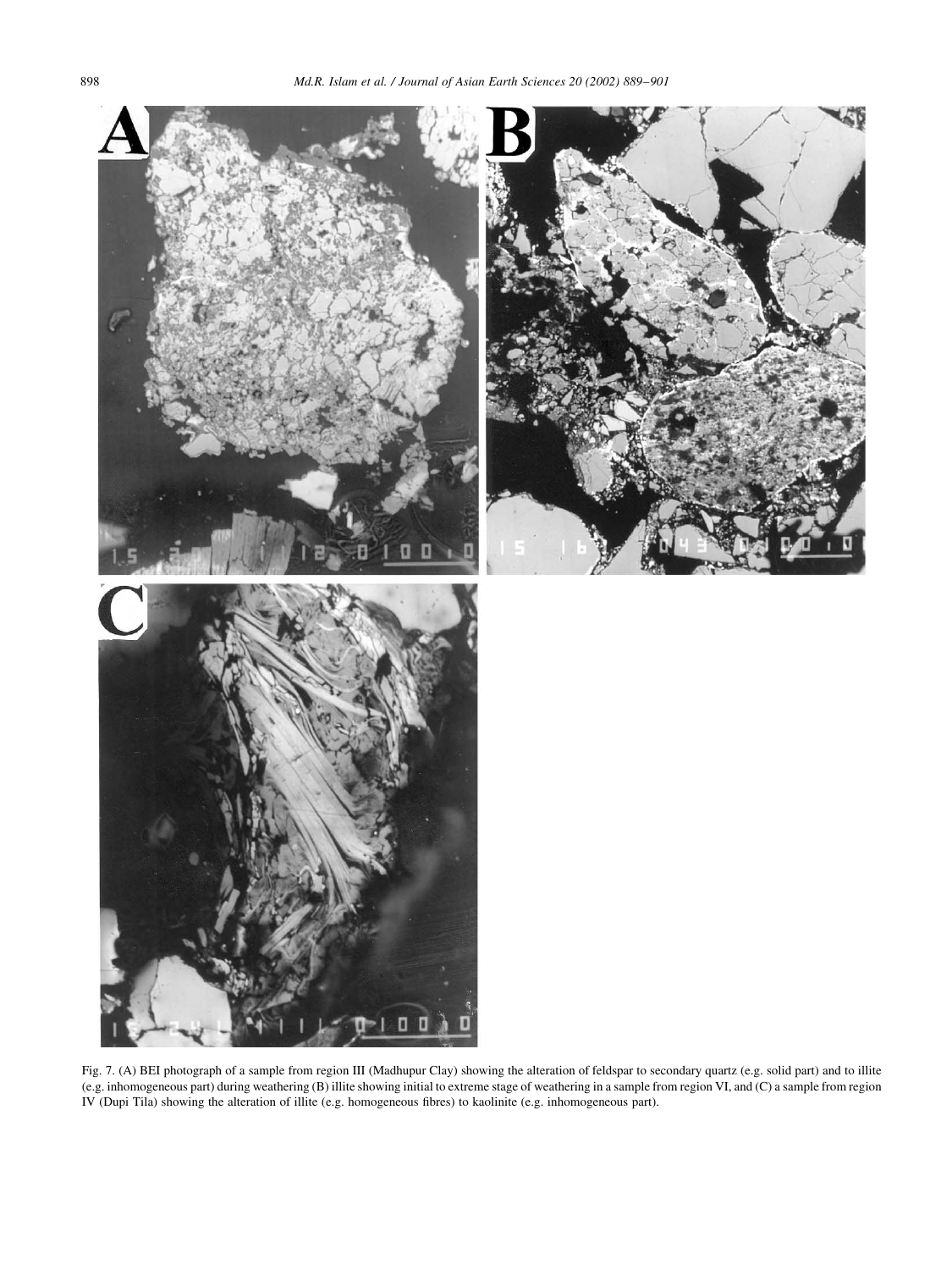Fig. 7. (A) BEI photograph of a sample from region III (Madhupur Clay) showing the alteration of feldspar to secondary quartz (e.g. solid part) and to illite (e.g. inhomogeneous part) during weathering (B) illite showing initial to extreme stage of weathering in a sample from region VI, and (C) a sample from region IV (Dupi Tila) showing the alteration of illite (e.g. homogeneous fibres) to kaolinite (e.g. inhomogeneous part).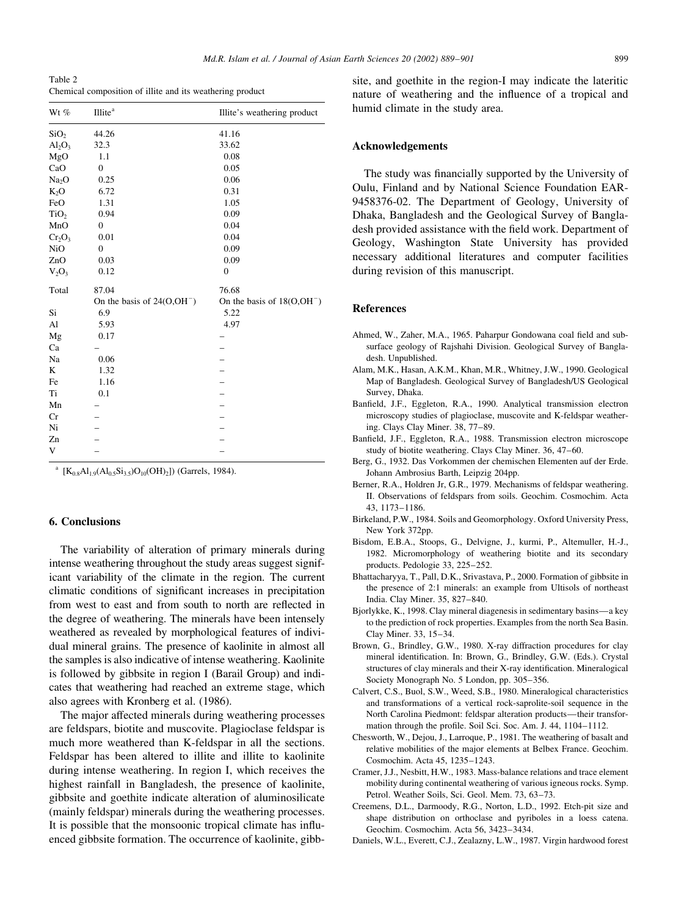Table 2
Chemical composition of illite and its weathering product

| Wt % | Illite[a] | Illite's weathering product |
|---|---|---|
| $SiO_2$ | 44.26 | 41.16 |
| $Al_2O_3$ | 32.3 | 33.62 |
| MgO | 1.1 | 0.08 |
| CaO | 0 | 0.05 |
| $Na_2O$ | 0.25 | 0.06 |
| $K_2O$ | 6.72 | 0.31 |
| FeO | 1.31 | 1.05 |
| $TiO_2$ | 0.94 | 0.09 |
| MnO | 0 | 0.04 |
| $Cr_2O_3$ | 0.01 | 0.04 |
| NiO | 0 | 0.09 |
| ZnO | 0.03 | 0.09 |
| $V_2O_3$ | 0.12 | 0 |
| Total | 87.04 | 76.68 |
| | On the basis of 24($O,OH^-$) | On the basis of 18($O,OH^-$) |
| Si | 6.9 | 5.22 |
| Al | 5.93 | 4.97 |
| Mg | 0.17 | – |
| Ca | – | – |
| Na | 0.06 | – |
| K | 1.32 | – |
| Fe | 1.16 | – |
| Ti | 0.1 | – |
| Mn | – | – |
| Cr | – | – |
| Ni | – | – |
| Zn | – | – |
| V | – | – |

[a] [$K_{0.8}Al_{1.9}(Al_{0.5}Si_{3.5})O_{10}(OH)_2$]) (Garrels, 1984).

## 6. Conclusions

The variability of alteration of primary minerals during intense weathering throughout the study areas suggest significant variability of the climate in the region. The current climatic conditions of significant increases in precipitation from west to east and from south to north are reflected in the degree of weathering. The minerals have been intensely weathered as revealed by morphological features of individual mineral grains. The presence of kaolinite in almost all the samples is also indicative of intense weathering. Kaolinite is followed by gibbsite in region I (Barail Group) and indicates that weathering had reached an extreme stage, which also agrees with Kronberg et al. (1986).

The major affected minerals during weathering processes are feldspars, biotite and muscovite. Plagioclase feldspar is much more weathered than K-feldspar in all the sections. Feldspar has been altered to illite and illite to kaolinite during intense weathering. In region I, which receives the highest rainfall in Bangladesh, the presence of kaolinite, gibbsite and goethite indicate alteration of aluminosilicate (mainly feldspar) minerals during the weathering processes. It is possible that the monsoonic tropical climate has influenced gibbsite formation. The occurrence of kaolinite, gibbsite, and goethite in the region-I may indicate the lateritic nature of weathering and the influence of a tropical and humid climate in the study area.

## Acknowledgements

The study was financially supported by the University of Oulu, Finland and by National Science Foundation EAR-9458376-02. The Department of Geology, University of Dhaka, Bangladesh and the Geological Survey of Bangladesh provided assistance with the field work. Department of Geology, Washington State University has provided necessary additional literatures and computer facilities during revision of this manuscript.

## References

Ahmed, W., Zaher, M.A., 1965. Paharpur Gondowana coal field and subsurface geology of Rajshahi Division. Geological Survey of Bangladesh. Unpublished.

Alam, M.K., Hasan, A.K.M., Khan, M.R., Whitney, J.W., 1990. Geological Map of Bangladesh. Geological Survey of Bangladesh/US Geological Survey, Dhaka.

Banfield, J.F., Eggleton, R.A., 1990. Analytical transmission electron microscopy studies of plagioclase, muscovite and K-feldspar weathering. Clays Clay Miner. 38, 77–89.

Banfield, J.F., Eggleton, R.A., 1988. Transmission electron microscope study of biotite weathering. Clays Clay Miner. 36, 47–60.

Berg, G., 1932. Das Vorkommen der chemischen Elementen auf der Erde. Johann Ambrosius Barth, Leipzig 204pp.

Berner, R.A., Holdren Jr, G.R., 1979. Mechanisms of feldspar weathering. II. Observations of feldspars from soils. Geochim. Cosmochim. Acta 43, 1173–1186.

Birkeland, P.W., 1984. Soils and Geomorphology. Oxford University Press, New York 372pp.

Bisdom, E.B.A., Stoops, G., Delvigne, J., kurmi, P., Altemuller, H.-J., 1982. Micromorphology of weathering biotite and its secondary products. Pedologie 33, 225–252.

Bhattacharyya, T., Pall, D.K., Srivastava, P., 2000. Formation of gibbsite in the presence of 2:1 minerals: an example from Ultisols of northeast India. Clay Miner. 35, 827–840.

Bjorlykke, K., 1998. Clay mineral diagenesis in sedimentary basins—a key to the prediction of rock properties. Examples from the north Sea Basin. Clay Miner. 33, 15–34.

Brown, G., Brindley, G.W., 1980. X-ray diffraction procedures for clay mineral identification. In: Brown, G., Brindley, G.W. (Eds.). Crystal structures of clay minerals and their X-ray identification. Mineralogical Society Monograph No. 5 London, pp. 305–356.

Calvert, C.S., Buol, S.W., Weed, S.B., 1980. Mineralogical characteristics and transformations of a vertical rock-saprolite-soil sequence in the North Carolina Piedmont: feldspar alteration products—their transformation through the profile. Soil Sci. Soc. Am. J. 44, 1104–1112.

Chesworth, W., Dejou, J., Larroque, P., 1981. The weathering of basalt and relative mobilities of the major elements at Belbex France. Geochim. Cosmochim. Acta 45, 1235–1243.

Cramer, J.J., Nesbitt, H.W., 1983. Mass-balance relations and trace element mobility during continental weathering of various igneous rocks. Symp. Petrol. Weather Soils, Sci. Geol. Mem. 73, 63–73.

Creemens, D.L., Darmoody, R.G., Norton, L.D., 1992. Etch-pit size and shape distribution on orthoclase and pyriboles in a loess catena. Geochim. Cosmochim. Acta 56, 3423–3434.

Daniels, W.L., Everett, C.J., Zealazny, L.W., 1987. Virgin hardwood forest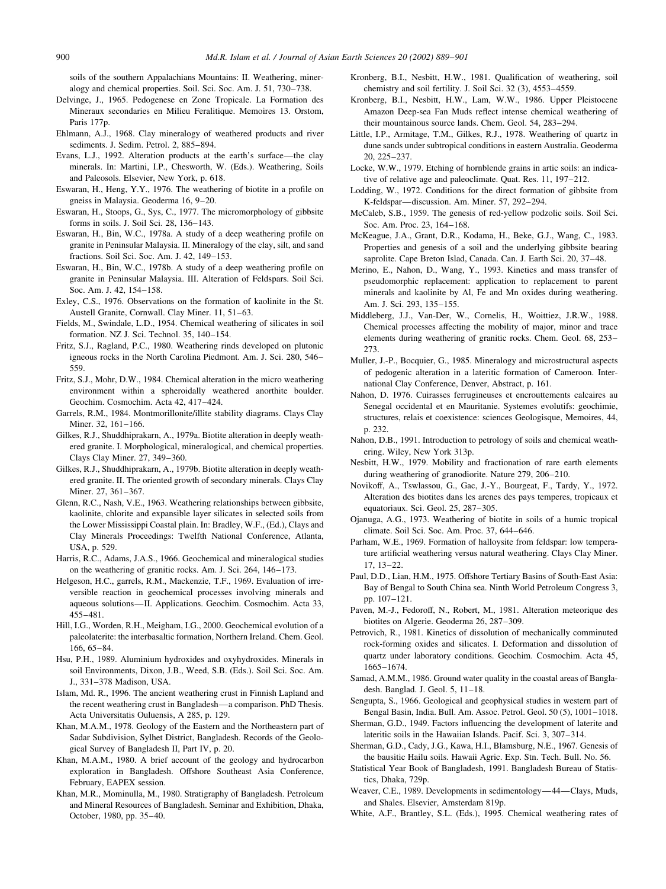soils of the southern Appalachians Mountains: II. Weathering, mineralogy and chemical properties. Soil. Sci. Soc. Am. J. 51, 730–738.

Delvinge, J., 1965. Pedogenese en Zone Tropicale. La Formation des Mineraux secondaries en Milieu Feralitique. Memoires 13. Orstom, Paris 177p.

Ehlmann, A.J., 1968. Clay mineralogy of weathered products and river sediments. J. Sedim. Petrol. 2, 885–894.

Evans, L.J., 1992. Alteration products at the earth's surface—the clay minerals. In: Martini, I.P., Chesworth, W. (Eds.). Weathering, Soils and Paleosols. Elsevier, New York, p. 618.

Eswaran, H., Heng, Y.Y., 1976. The weathering of biotite in a profile on gneiss in Malaysia. Geoderma 16, 9–20.

Eswaran, H., Stoops, G., Sys, C., 1977. The micromorphology of gibbsite forms in soils. J. Soil Sci. 28, 136–143.

Eswaran, H., Bin, W.C., 1978a. A study of a deep weathering profile on granite in Peninsular Malaysia. II. Mineralogy of the clay, silt, and sand fractions. Soil Sci. Soc. Am. J. 42, 149–153.

Eswaran, H., Bin, W.C., 1978b. A study of a deep weathering profile on granite in Peninsular Malaysia. III. Alteration of Feldspars. Soil Sci. Soc. Am. J. 42, 154–158.

Exley, C.S., 1976. Observations on the formation of kaolinite in the St. Austell Granite, Cornwall. Clay Miner. 11, 51–63.

Fields, M., Swindale, L.D., 1954. Chemical weathering of silicates in soil formation. NZ J. Sci. Technol. 35, 140–154.

Fritz, S.J., Ragland, P.C., 1980. Weathering rinds developed on plutonic igneous rocks in the North Carolina Piedmont. Am. J. Sci. 280, 546–559.

Fritz, S.J., Mohr, D.W., 1984. Chemical alteration in the micro weathering environment within a spheroidally weathered anorthite boulder. Geochim. Cosmochim. Acta 42, 417–424.

Garrels, R.M., 1984. Montmorillonite/illite stability diagrams. Clays Clay Miner. 32, 161–166.

Gilkes, R.J., Shuddhiprakarn, A., 1979a. Biotite alteration in deeply weathered granite. I. Morphological, mineralogical, and chemical properties. Clays Clay Miner. 27, 349–360.

Gilkes, R.J., Shuddhiprakarn, A., 1979b. Biotite alteration in deeply weathered granite. II. The oriented growth of secondary minerals. Clays Clay Miner. 27, 361–367.

Glenn, R.C., Nash, V.E., 1963. Weathering relationships between gibbsite, kaolinite, chlorite and expansible layer silicates in selected soils from the Lower Mississippi Coastal plain. In: Bradley, W.F., (Ed.), Clays and Clay Minerals Proceedings: Twelfth National Conference, Atlanta, USA, p. 529.

Harris, R.C., Adams, J.A.S., 1966. Geochemical and mineralogical studies on the weathering of granitic rocks. Am. J. Sci. 264, 146–173.

Helgeson, H.C., garrels, R.M., Mackenzie, T.F., 1969. Evaluation of irreversible reaction in geochemical processes involving minerals and aqueous solutions—II. Applications. Geochim. Cosmochim. Acta 33, 455–481.

Hill, I.G., Worden, R.H., Meigham, I.G., 2000. Geochemical evolution of a paleolaterite: the interbasaltic formation, Northern Ireland. Chem. Geol. 166, 65–84.

Hsu, P.H., 1989. Aluminium hydroxides and oxyhydroxides. Minerals in soil Environments, Dixon, J.B., Weed, S.B. (Eds.). Soil Sci. Soc. Am. J., 331–378 Madison, USA.

Islam, Md. R., 1996. The ancient weathering crust in Finnish Lapland and the recent weathering crust in Bangladesh—a comparison. PhD Thesis. Acta Universitatis Ouluensis, A 285, p. 129.

Khan, M.A.M., 1978. Geology of the Eastern and the Northeastern part of Sadar Subdivision, Sylhet District, Bangladesh. Records of the Geological Survey of Bangladesh II, Part IV, p. 20.

Khan, M.A.M., 1980. A brief account of the geology and hydrocarbon exploration in Bangladesh. Offshore Southeast Asia Conference, February, EAPEX session.

Khan, M.R., Mominulla, M., 1980. Stratigraphy of Bangladesh. Petroleum and Mineral Resources of Bangladesh. Seminar and Exhibition, Dhaka, October, 1980, pp. 35–40.

Kronberg, B.I., Nesbitt, H.W., 1981. Qualification of weathering, soil chemistry and soil fertility. J. Soil Sci. 32 (3), 4553–4559.

Kronberg, B.I., Nesbitt, H.W., Lam, W.W., 1986. Upper Pleistocene Amazon Deep-sea Fan Muds reflect intense chemical weathering of their mountainous source lands. Chem. Geol. 54, 283–294.

Little, I.P., Armitage, T.M., Gilkes, R.J., 1978. Weathering of quartz in dune sands under subtropical conditions in eastern Australia. Geoderma 20, 225–237.

Locke, W.W., 1979. Etching of hornblende grains in artic soils: an indicative of relative age and paleoclimate. Quat. Res. 11, 197–212.

Lodding, W., 1972. Conditions for the direct formation of gibbsite from K-feldspar—discussion. Am. Miner. 57, 292–294.

McCaleb, S.B., 1959. The genesis of red-yellow podzolic soils. Soil Sci. Soc. Am. Proc. 23, 164–168.

McKeague, J.A., Grant, D.R., Kodama, H., Beke, G.J., Wang, C., 1983. Properties and genesis of a soil and the underlying gibbsite bearing saprolite. Cape Breton Islad, Canada. Can. J. Earth Sci. 20, 37–48.

Merino, E., Nahon, D., Wang, Y., 1993. Kinetics and mass transfer of pseudomorphic replacement: application to replacement to parent minerals and kaolinite by Al, Fe and Mn oxides during weathering. Am. J. Sci. 293, 135–155.

Middleberg, J.J., Van-Der, W., Cornelis, H., Woittiez, J.R.W., 1988. Chemical processes affecting the mobility of major, minor and trace elements during weathering of granitic rocks. Chem. Geol. 68, 253–273.

Muller, J.-P., Bocquier, G., 1985. Mineralogy and microstructural aspects of pedogenic alteration in a lateritic formation of Cameroon. International Clay Conference, Denver, Abstract, p. 161.

Nahon, D. 1976. Cuirasses ferrugineuses et encrouttements calcaires au Senegal occidental et en Mauritanie. Systemes evolutifs: geochimie, structures, relais et coexistence: sciences Geologisque, Memoires, 44, p. 232.

Nahon, D.B., 1991. Introduction to petrology of soils and chemical weathering. Wiley, New York 313p.

Nesbitt, H.W., 1979. Mobility and fractionation of rare earth elements during weathering of granodiorite. Nature 279, 206–210.

Novikoff, A., Tswlassou, G., Gac, J.-Y., Bourgeat, F., Tardy, Y., 1972. Alteration des biotites dans les arenes des pays temperes, tropicaux et equatoriaux. Sci. Geol. 25, 287–305.

Ojanuga, A.G., 1973. Weathering of biotite in soils of a humic tropical climate. Soil Sci. Soc. Am. Proc. 37, 644–646.

Parham, W.E., 1969. Formation of halloysite from feldspar: low temperature artificial weathering versus natural weathering. Clays Clay Miner. 17, 13–22.

Paul, D.D., Lian, H.M., 1975. Offshore Tertiary Basins of South-East Asia: Bay of Bengal to South China sea. Ninth World Petroleum Congress 3, pp. 107–121.

Paven, M.-J., Fedoroff, N., Robert, M., 1981. Alteration meteorique des biotites on Algerie. Geoderma 26, 287–309.

Petrovich, R., 1981. Kinetics of dissolution of mechanically comminuted rock-forming oxides and silicates. I. Deformation and dissolution of quartz under laboratory conditions. Geochim. Cosmochim. Acta 45, 1665–1674.

Samad, A.M.M., 1986. Ground water quality in the coastal areas of Bangladesh. Banglad. J. Geol. 5, 11–18.

Sengupta, S., 1966. Geological and geophysical studies in western part of Bengal Basin, India. Bull. Am. Assoc. Petrol. Geol. 50 (5), 1001–1018.

Sherman, G.D., 1949. Factors influencing the development of laterite and lateritic soils in the Hawaiian Islands. Pacif. Sci. 3, 307–314.

Sherman, G.D., Cady, J.G., Kawa, H.I., Blamsburg, N.E., 1967. Genesis of the bausitic Hailu soils. Hawaii Agric. Exp. Stn. Tech. Bull. No. 56.

Statistical Year Book of Bangladesh, 1991. Bangladesh Bureau of Statistics, Dhaka, 729p.

Weaver, C.E., 1989. Developments in sedimentology—44—Clays, Muds, and Shales. Elsevier, Amsterdam 819p.

White, A.F., Brantley, S.L. (Eds.), 1995. Chemical weathering rates of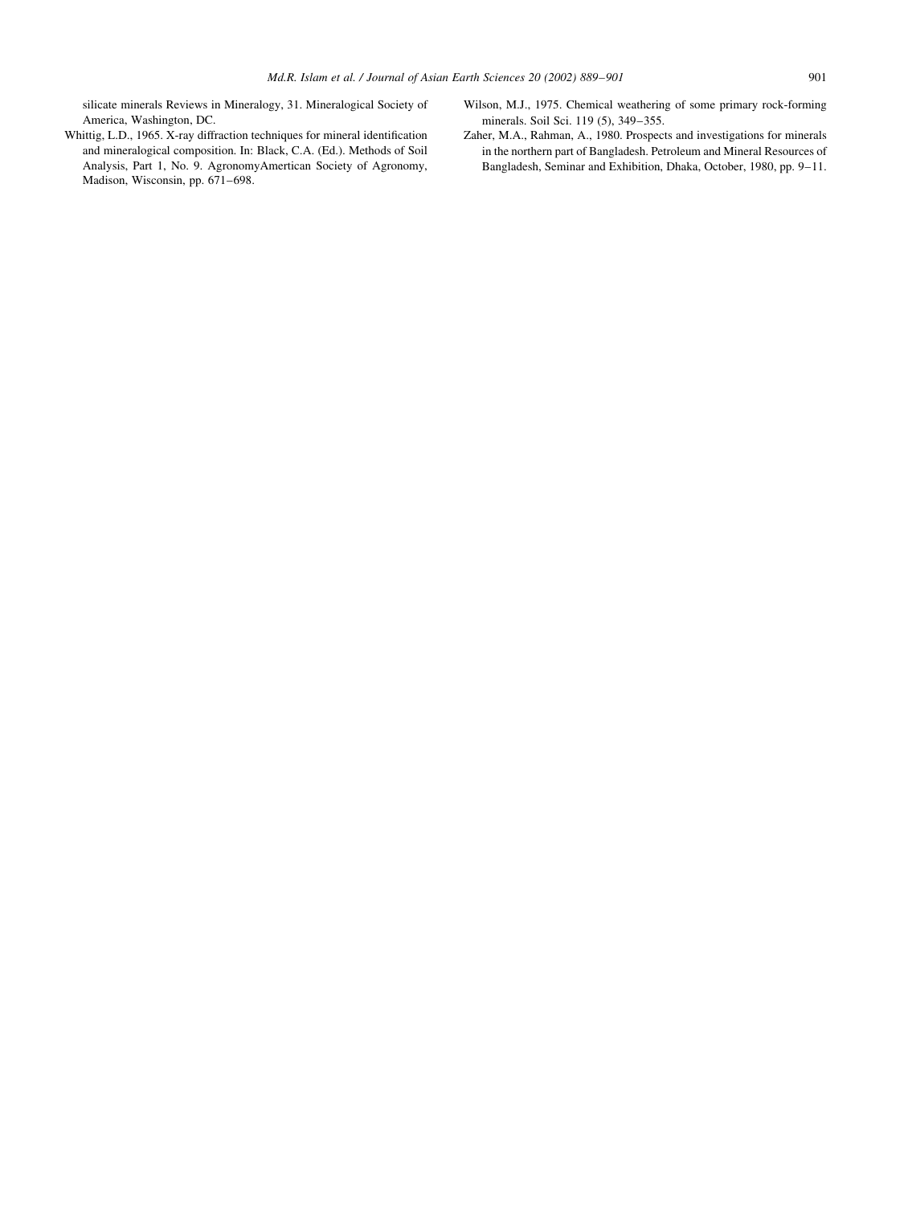silicate minerals Reviews in Mineralogy, 31. Mineralogical Society of America, Washington, DC.

Whittig, L.D., 1965. X-ray diffraction techniques for mineral identification and mineralogical composition. In: Black, C.A. (Ed.). Methods of Soil Analysis, Part 1, No. 9. AgronomyAmertican Society of Agronomy, Madison, Wisconsin, pp. 671–698.

Wilson, M.J., 1975. Chemical weathering of some primary rock-forming minerals. Soil Sci. 119 (5), 349–355.

Zaher, M.A., Rahman, A., 1980. Prospects and investigations for minerals in the northern part of Bangladesh. Petroleum and Mineral Resources of Bangladesh, Seminar and Exhibition, Dhaka, October, 1980, pp. 9–11.